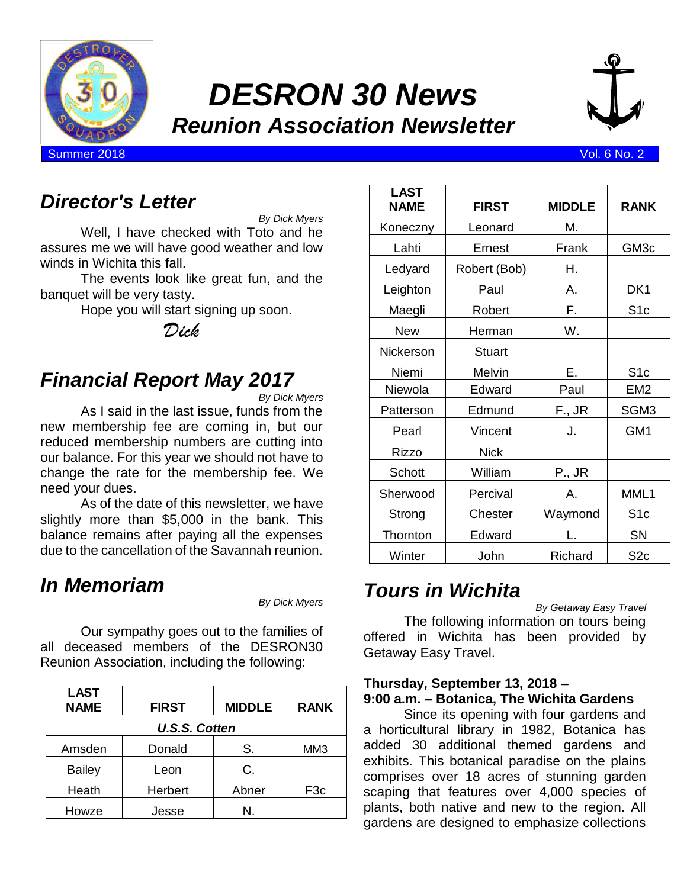# DESRON 30 News

## Reunion Association Newsletter

Summer 2018 Vol. 6 No. 2

## Director's Letter

*By Dick Myers*

Well, I have checked with Toto and he assures me we will have good weather and low winds in Wichita this fall.

The events look like great fun, and the banquet will be very tasty.

Hope you will start signing up soon.

*Dick*

## Financial Report May 2017

*By Dick Myers*

As I said in the last issue, funds from the new membership fee are coming in, but our reduced membership numbers are cutting into our balance. For this year we should not have to change the rate for the membership fee. We need your dues.

As of the date of this newsletter, we have slightly more than $5,000 in the bank. This balance remains after paying all the expenses due to the cancellation of the Savannah reunion.

## In Memoriam

*By Dick Myers*

Our sympathy goes out to the families of all deceased members of the DESRON30 Reunion Association, including the following:

| LAST NAME | FIRST | MIDDLE | RANK |
|---|---|---|---|
| ***U.S.S. Cotten*** | | | |
| Amsden | Donald | S. | MM3 |
| Bailey | Leon | C. | |
| Heath | Herbert | Abner | F3c |
| Howze | Jesse | N. | |
| Koneczny | Leonard | M. | |
| Lahti | Ernest | Frank | GM3c |
| Ledyard | Robert (Bob) | H. | |
| Leighton | Paul | A. | DK1 |
| Maegli | Robert | F. | S1c |
| New | Herman | W. | |
| Nickerson | Stuart | | |
| Niemi | Melvin | E. | S1c |
| Niewola | Edward | Paul | EM2 |
| Patterson | Edmund | F., JR | SGM3 |
| Pearl | Vincent | J. | GM1 |
| Rizzo | Nick | | |
| Schott | William | P., JR | |
| Sherwood | Percival | A. | MML1 |
| Strong | Chester | Waymond | S1c |
| Thornton | Edward | L. | SN |
| Winter | John | Richard | S2c |

## Tours in Wichita

*By Getaway Easy Travel*

The following information on tours being offered in Wichita has been provided by Getaway Easy Travel.

**Thursday, September 13, 2018 – 9:00 a.m. – Botanica, The Wichita Gardens**

Since its opening with four gardens and a horticultural library in 1982, Botanica has added 30 additional themed gardens and exhibits. This botanical paradise on the plains comprises over 18 acres of stunning garden scaping that features over 4,000 species of plants, both native and new to the region. All gardens are designed to emphasize collections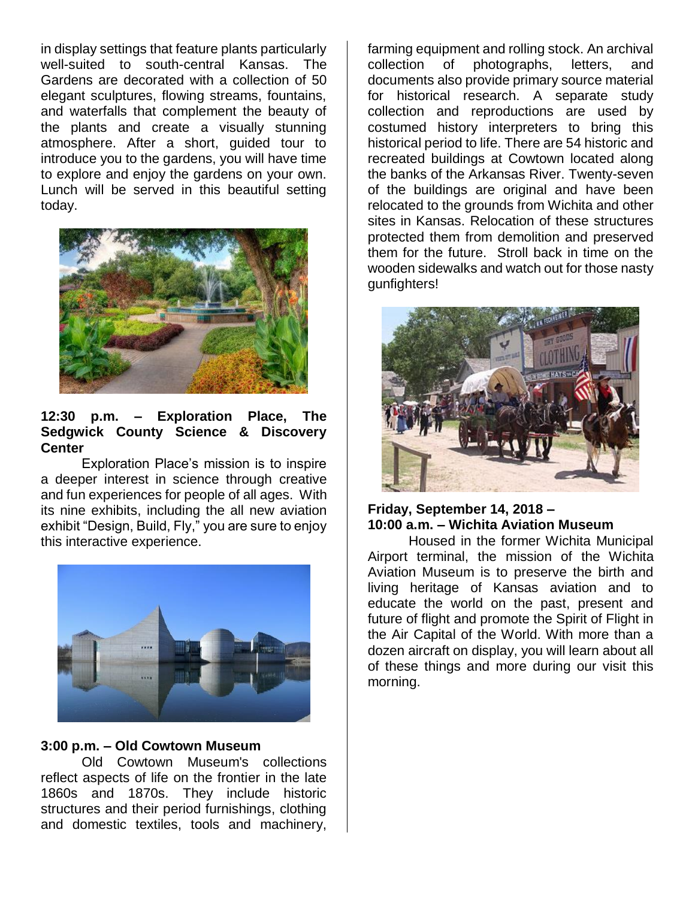in display settings that feature plants particularly well-suited to south-central Kansas. The Gardens are decorated with a collection of 50 elegant sculptures, flowing streams, fountains, and waterfalls that complement the beauty of the plants and create a visually stunning atmosphere. After a short, guided tour to introduce you to the gardens, you will have time to explore and enjoy the gardens on your own. Lunch will be served in this beautiful setting today.

**12:30 p.m. – Exploration Place, The Sedgwick County Science & Discovery Center**

Exploration Place's mission is to inspire a deeper interest in science through creative and fun experiences for people of all ages. With its nine exhibits, including the all new aviation exhibit "Design, Build, Fly," you are sure to enjoy this interactive experience.

**3:00 p.m. – Old Cowtown Museum**

Old Cowtown Museum's collections reflect aspects of life on the frontier in the late 1860s and 1870s. They include historic structures and their period furnishings, clothing and domestic textiles, tools and machinery, farming equipment and rolling stock. An archival collection of photographs, letters, and documents also provide primary source material for historical research. A separate study collection and reproductions are used by costumed history interpreters to bring this historical period to life. There are 54 historic and recreated buildings at Cowtown located along the banks of the Arkansas River. Twenty-seven of the buildings are original and have been relocated to the grounds from Wichita and other sites in Kansas. Relocation of these structures protected them from demolition and preserved them for the future. Stroll back in time on the wooden sidewalks and watch out for those nasty gunfighters!

**Friday, September 14, 2018 –**
**10:00 a.m. – Wichita Aviation Museum**

Housed in the former Wichita Municipal Airport terminal, the mission of the Wichita Aviation Museum is to preserve the birth and living heritage of Kansas aviation and to educate the world on the past, present and future of flight and promote the Spirit of Flight in the Air Capital of the World. With more than a dozen aircraft on display, you will learn about all of these things and more during our visit this morning.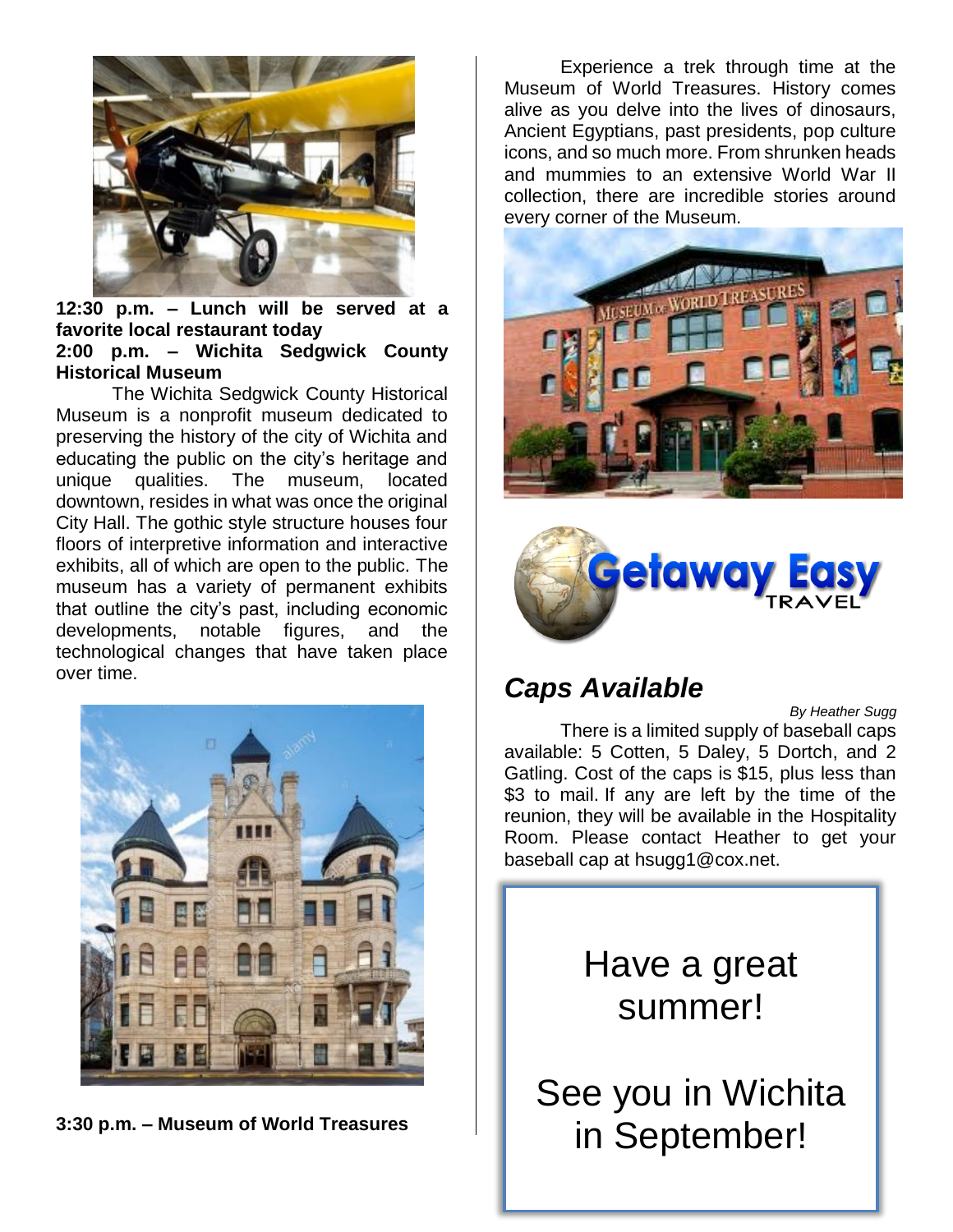**12:30 p.m. – Lunch will be served at a favorite local restaurant today**

**2:00 p.m. – Wichita Sedgwick County Historical Museum**

The Wichita Sedgwick County Historical Museum is a nonprofit museum dedicated to preserving the history of the city of Wichita and educating the public on the city's heritage and unique qualities. The museum, located downtown, resides in what was once the original City Hall. The gothic style structure houses four floors of interpretive information and interactive exhibits, all of which are open to the public. The museum has a variety of permanent exhibits that outline the city's past, including economic developments, notable figures, and the technological changes that have taken place over time.

**3:30 p.m. – Museum of World Treasures**

Experience a trek through time at the Museum of World Treasures. History comes alive as you delve into the lives of dinosaurs, Ancient Egyptians, past presidents, pop culture icons, and so much more. From shrunken heads and mummies to an extensive World War II collection, there are incredible stories around every corner of the Museum.

Getaway Easy TRAVEL

## *Caps Available*

*By Heather Sugg*

There is a limited supply of baseball caps available: 5 Cotten, 5 Daley, 5 Dortch, and 2 Gatling. Cost of the caps is $15, plus less than $3 to mail. If any are left by the time of the reunion, they will be available in the Hospitality Room. Please contact Heather to get your baseball cap at hsugg1@cox.net.

Have a great summer!

See you in Wichita in September!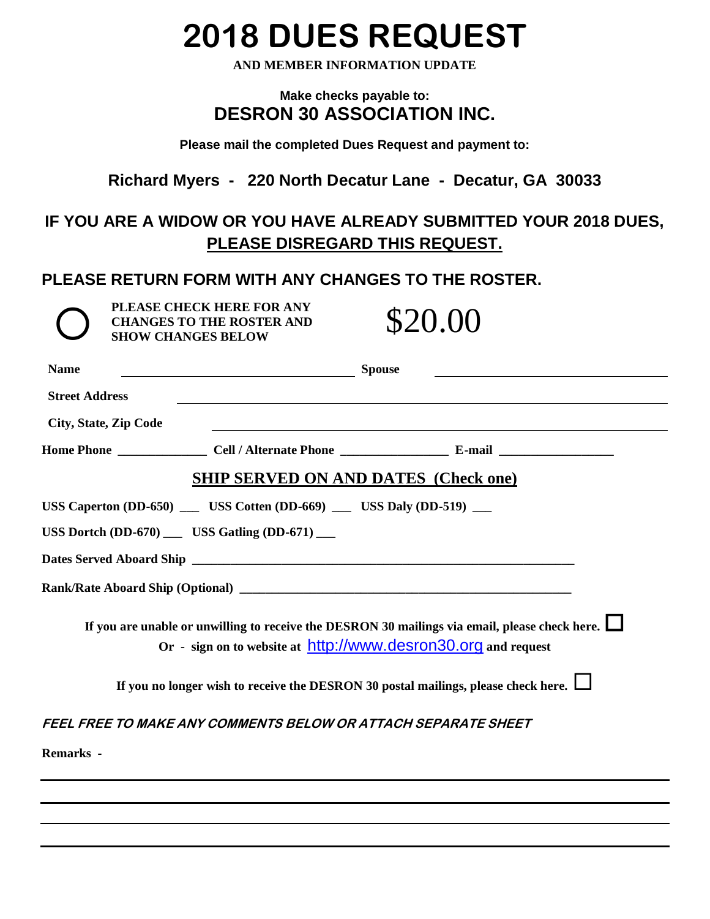# 2018 DUES REQUEST

**AND MEMBER INFORMATION UPDATE**

**Make checks payable to:**

## DESRON 30 ASSOCIATION INC.

**Please mail the completed Dues Request and payment to:**

**Richard Myers - 220 North Decatur Lane - Decatur, GA 30033**

### IF YOU ARE A WIDOW OR YOU HAVE ALREADY SUBMITTED YOUR 2018 DUES, PLEASE DISREGARD THIS REQUEST.

### PLEASE RETURN FORM WITH ANY CHANGES TO THE ROSTER.

○ **PLEASE CHECK HERE FOR ANY CHANGES TO THE ROSTER AND SHOW CHANGES BELOW**

$20.00

**Name** ______________________________ **Spouse** ______________________________

**Street Address** ______________________________________________________________

**City, State, Zip Code** __________________________________________________________

**Home Phone** _____________ **Cell / Alternate Phone** _______________ **E-mail** ________________

**SHIP SERVED ON AND DATES (Check one)**

**USS Caperton (DD-650)** ___ **USS Cotten (DD-669)** ___ **USS Daly (DD-519)** ___

**USS Dortch (DD-670)** ___ **USS Gatling (DD-671)** ___

**Dates Served Aboard Ship** ____________________________________________________________

**Rank/Rate Aboard Ship (Optional)** ____________________________________________________

**If you are unable or unwilling to receive the DESRON 30 mailings via email, please check here.** ☐

**Or - sign on to website at** http://www.desron30.org **and request**

**If you no longer wish to receive the DESRON 30 postal mailings, please check here.** ☐

***FEEL FREE TO MAKE ANY COMMENTS BELOW OR ATTACH SEPARATE SHEET***

**Remarks -**

______________________________________________________________________________

______________________________________________________________________________

______________________________________________________________________________

______________________________________________________________________________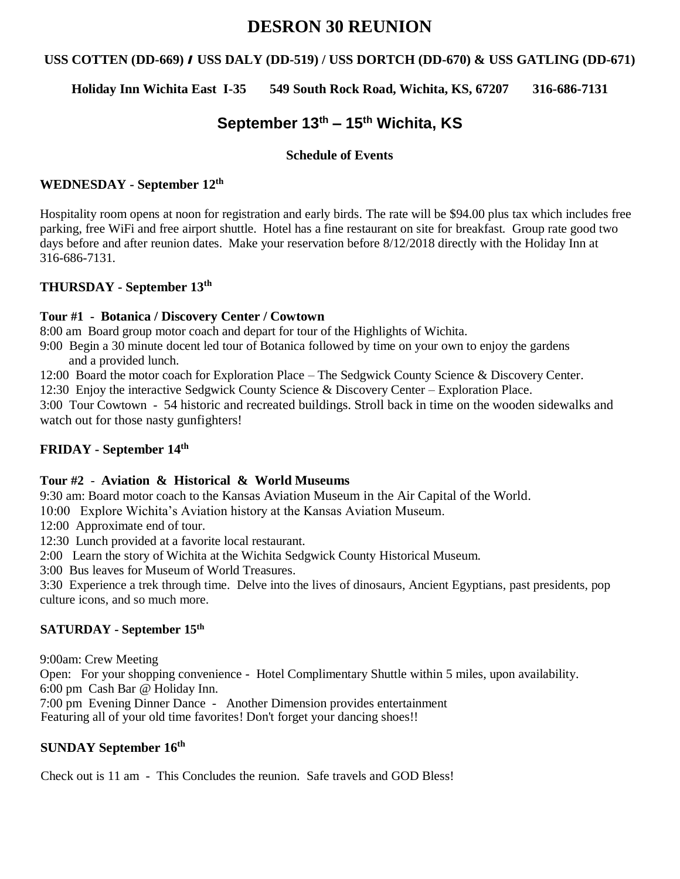# DESRON 30 REUNION

**USS COTTEN (DD-669) / USS DALY (DD-519) / USS DORTCH (DD-670) & USS GATLING (DD-671)**

**Holiday Inn Wichita East I-35 549 South Rock Road, Wichita, KS, 67207 316-686-7131**

## September 13th – 15th Wichita, KS

**Schedule of Events**

### WEDNESDAY - September 12th

Hospitality room opens at noon for registration and early birds. The rate will be $94.00 plus tax which includes free parking, free WiFi and free airport shuttle. Hotel has a fine restaurant on site for breakfast. Group rate good two days before and after reunion dates. Make your reservation before 8/12/2018 directly with the Holiday Inn at 316-686-7131.

### THURSDAY - September 13th

**Tour #1 - Botanica / Discovery Center / Cowtown**

8:00 am Board group motor coach and depart for tour of the Highlights of Wichita.
9:00 Begin a 30 minute docent led tour of Botanica followed by time on your own to enjoy the gardens and a provided lunch.
12:00 Board the motor coach for Exploration Place – The Sedgwick County Science & Discovery Center.
12:30 Enjoy the interactive Sedgwick County Science & Discovery Center – Exploration Place.
3:00 Tour Cowtown - 54 historic and recreated buildings. Stroll back in time on the wooden sidewalks and watch out for those nasty gunfighters!

### FRIDAY - September 14th

**Tour #2 - Aviation & Historical & World Museums**

9:30 am: Board motor coach to the Kansas Aviation Museum in the Air Capital of the World.
10:00 Explore Wichita's Aviation history at the Kansas Aviation Museum.
12:00 Approximate end of tour.
12:30 Lunch provided at a favorite local restaurant.
2:00 Learn the story of Wichita at the Wichita Sedgwick County Historical Museum.
3:00 Bus leaves for Museum of World Treasures.
3:30 Experience a trek through time. Delve into the lives of dinosaurs, Ancient Egyptians, past presidents, pop culture icons, and so much more.

### SATURDAY - September 15th

9:00am: Crew Meeting
Open: For your shopping convenience - Hotel Complimentary Shuttle within 5 miles, upon availability.
6:00 pm Cash Bar @ Holiday Inn.
7:00 pm Evening Dinner Dance - Another Dimension provides entertainment
Featuring all of your old time favorites! Don't forget your dancing shoes!!

### SUNDAY September 16th

Check out is 11 am - This Concludes the reunion. Safe travels and GOD Bless!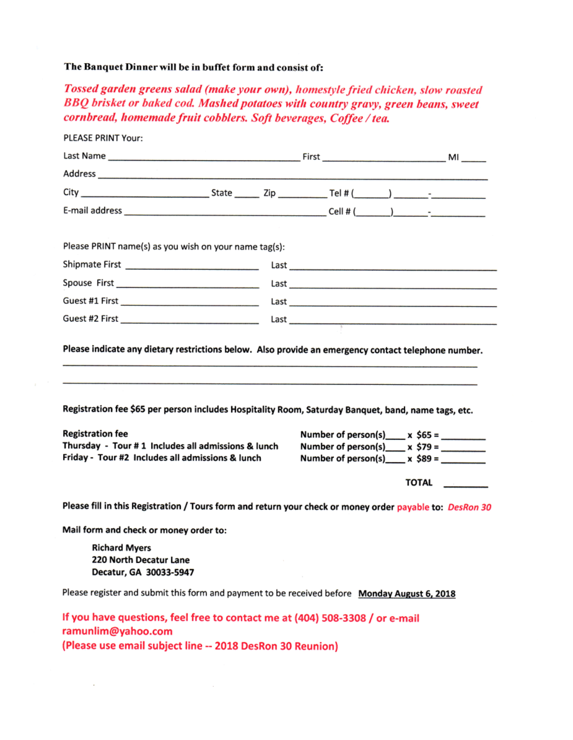**The Banquet Dinner will be in buffet form and consist of:**

***Tossed garden greens salad (make your own), homestyle fried chicken, slow roasted BBQ brisket or baked cod. Mashed potatoes with country gravy, green beans, sweet cornbread, homemade fruit cobblers. Soft beverages, Coffee / tea.***

PLEASE PRINT Your:

Last Name ______________________________ First ____________________ MI _____

Address ________________________________________________________________

City ____________________ State _____ Zip ________ Tel # (______) ______-________

E-mail address ______________________________ Cell # (______)______-________

Please PRINT name(s) as you wish on your name tag(s):

Shipmate First ____________________ Last ______________________________

Spouse First ____________________ Last ______________________________

Guest #1 First ____________________ Last ______________________________

Guest #2 First ____________________ Last ______________________________

**Please indicate any dietary restrictions below. Also provide an emergency contact telephone number.**

________________________________________________________________________

________________________________________________________________________

**Registration fee $65 per person includes Hospitality Room, Saturday Banquet, band, name tags, etc.**

| | |
|---|---|
| **Registration fee** | **Number of person(s)____ x $65 = ________** |
| **Thursday - Tour # 1 Includes all admissions & lunch** | **Number of person(s)____ x $79 = ________** |
| **Friday - Tour #2 Includes all admissions & lunch** | **Number of person(s)____ x $89 = ________** |
| | **TOTAL ________** |

**Please fill in this Registration / Tours form and return your check or money order payable to:** ***DesRon 30***

**Mail form and check or money order to:**

**Richard Myers**
**220 North Decatur Lane**
**Decatur, GA 30033-5947**

Please register and submit this form and payment to be received before **Monday August 6, 2018**

**If you have questions, feel free to contact me at (404) 508-3308 / or e-mail ramunlim@yahoo.com**
**(Please use email subject line -- 2018 DesRon 30 Reunion)**